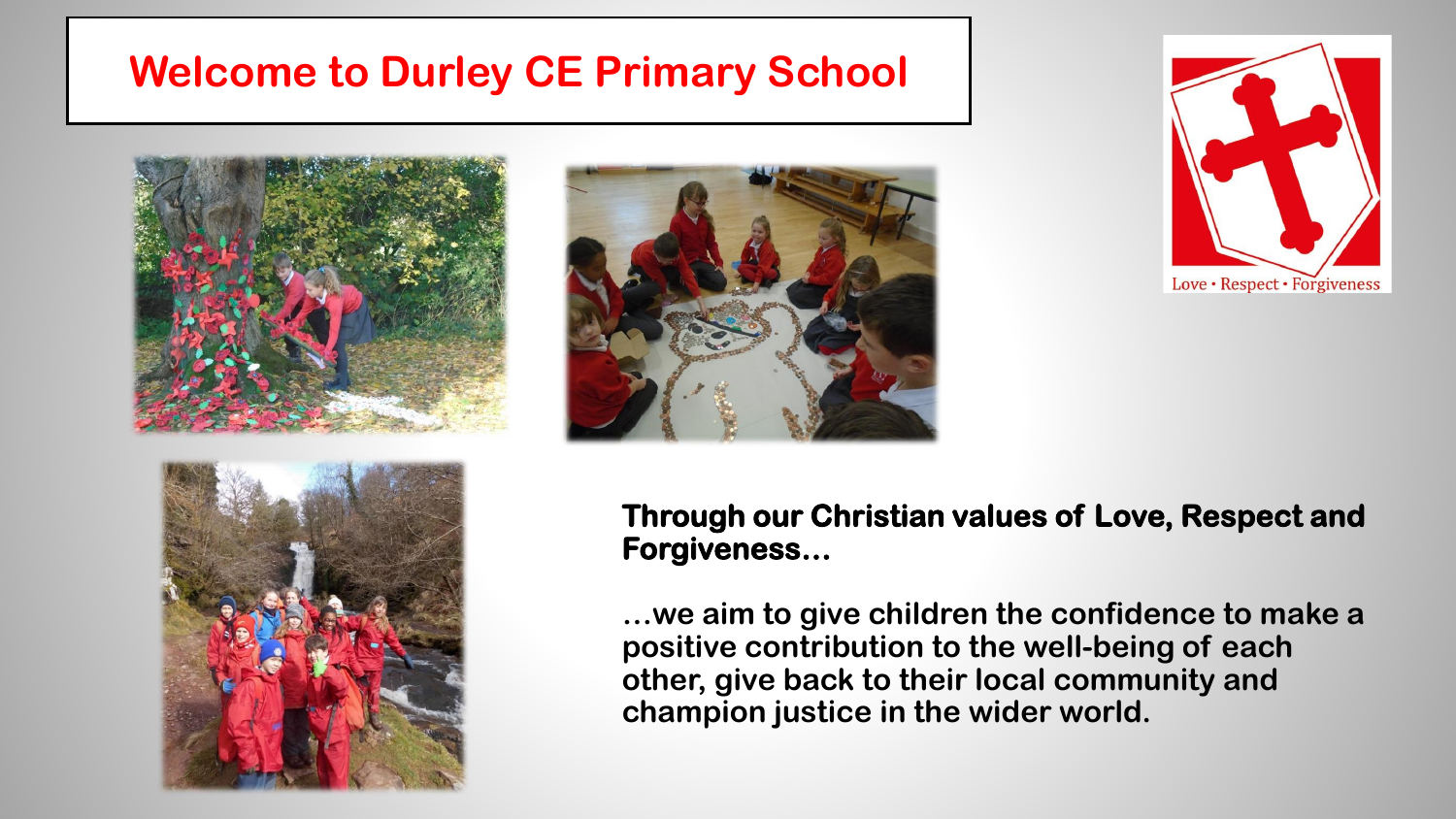# Welcome to Durley CE Primary School

Love • Respect • Forgiveness

**Through our Christian values of Love, Respect and Forgiveness…**

**…we aim to give children the confidence to make a positive contribution to the well-being of each other, give back to their local community and champion justice in the wider world.**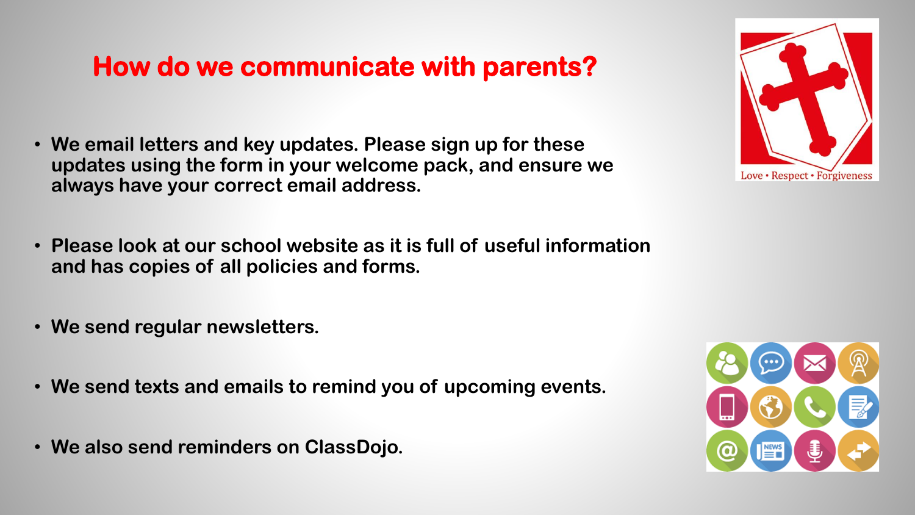# How do we communicate with parents?

- We email letters and key updates. Please sign up for these updates using the form in your welcome pack, and ensure we always have your correct email address.
- Please look at our school website as it is full of useful information and has copies of all policies and forms.
- We send regular newsletters.
- We send texts and emails to remind you of upcoming events.
- We also send reminders on ClassDojo.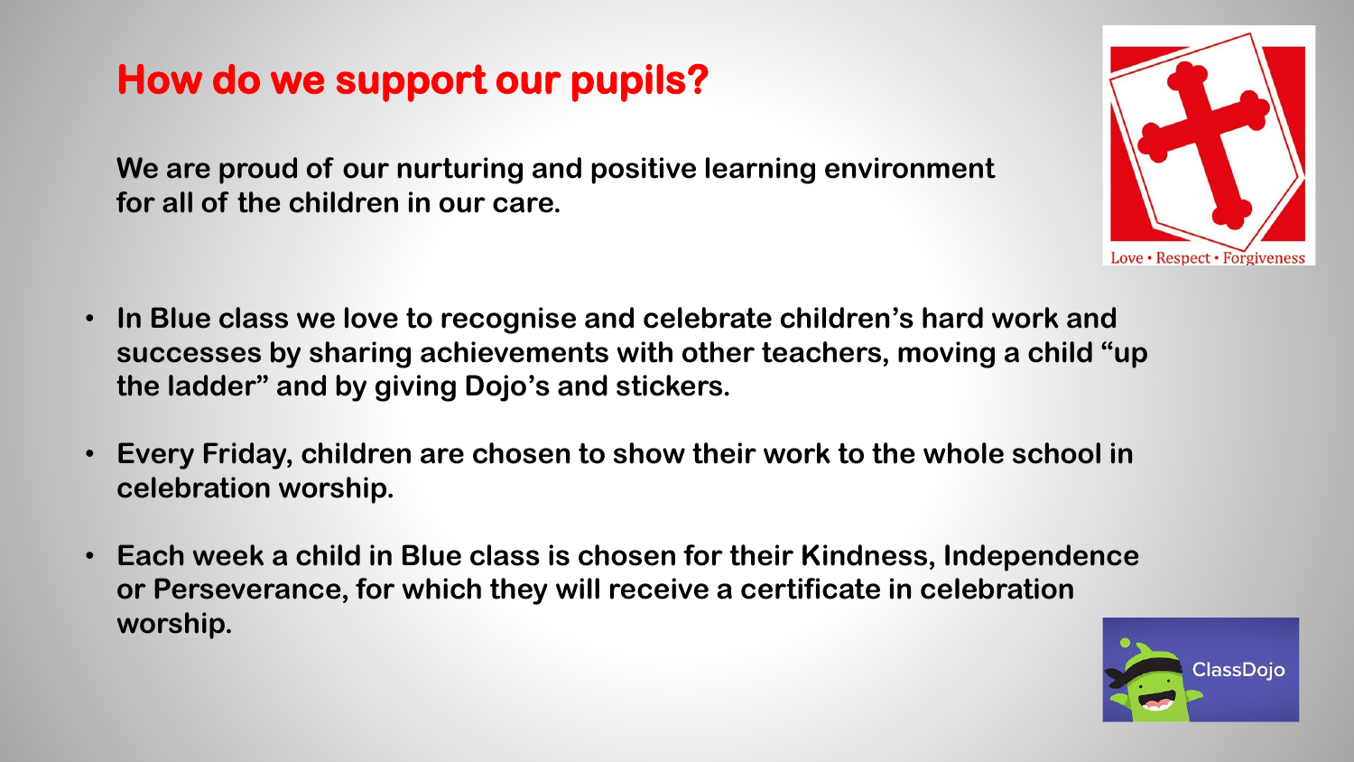# How do we support our pupils?

**We are proud of our nurturing and positive learning environment for all of the children in our care.**

Love • Respect • Forgiveness

- **In Blue class we love to recognise and celebrate children's hard work and successes by sharing achievements with other teachers, moving a child "up the ladder" and by giving Dojo's and stickers.**
- **Every Friday, children are chosen to show their work to the whole school in celebration worship.**
- **Each week a child in Blue class is chosen for their Kindness, Independence or Perseverance, for which they will receive a certificate in celebration worship.**

ClassDojo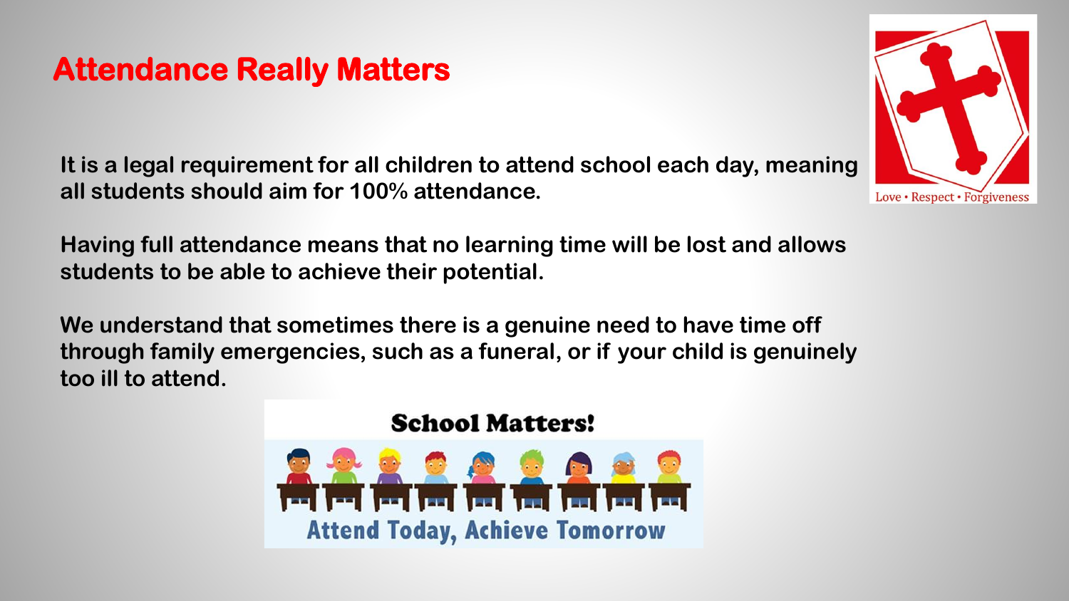# Attendance Really Matters

**It is a legal requirement for all children to attend school each day, meaning all students should aim for 100% attendance.**

**Having full attendance means that no learning time will be lost and allows students to be able to achieve their potential.**

**We understand that sometimes there is a genuine need to have time off through family emergencies, such as a funeral, or if your child is genuinely too ill to attend.**

**School Matters!**

**Attend Today, Achieve Tomorrow**

Love • Respect • Forgiveness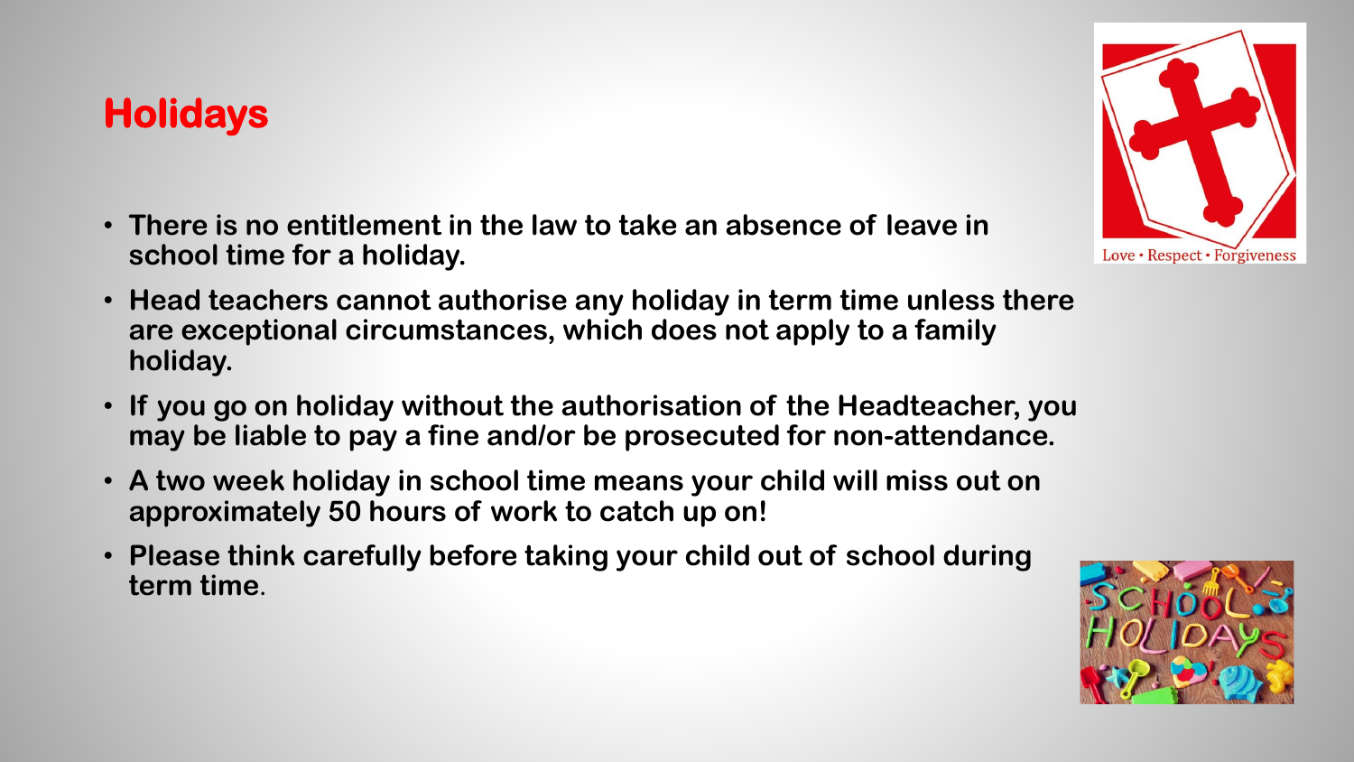# Holidays

- **There is no entitlement in the law to take an absence of leave in school time for a holiday.**
- **Head teachers cannot authorise any holiday in term time unless there are exceptional circumstances, which does not apply to a family holiday.**
- **If you go on holiday without the authorisation of the Headteacher, you may be liable to pay a fine and/or be prosecuted for non-attendance.**
- **A two week holiday in school time means your child will miss out on approximately 50 hours of work to catch up on!**
- **Please think carefully before taking your child out of school during term time**.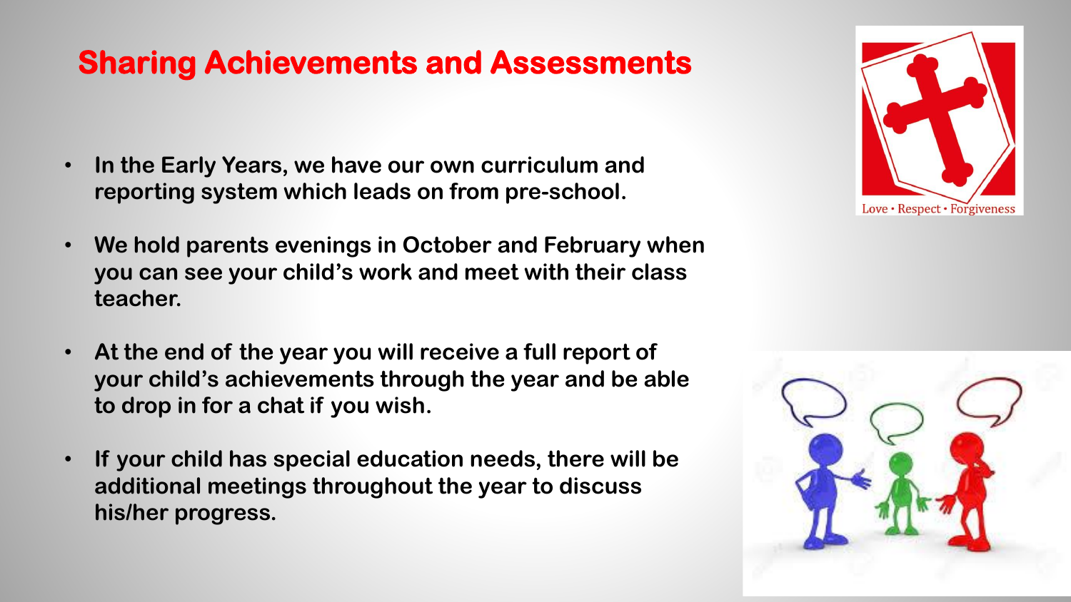## Sharing Achievements and Assessments

- **In the Early Years, we have our own curriculum and reporting system which leads on from pre-school.**
- **We hold parents evenings in October and February when you can see your child's work and meet with their class teacher.**
- **At the end of the year you will receive a full report of your child's achievements through the year and be able to drop in for a chat if you wish.**
- **If your child has special education needs, there will be additional meetings throughout the year to discuss his/her progress.**

Love • Respect • Forgiveness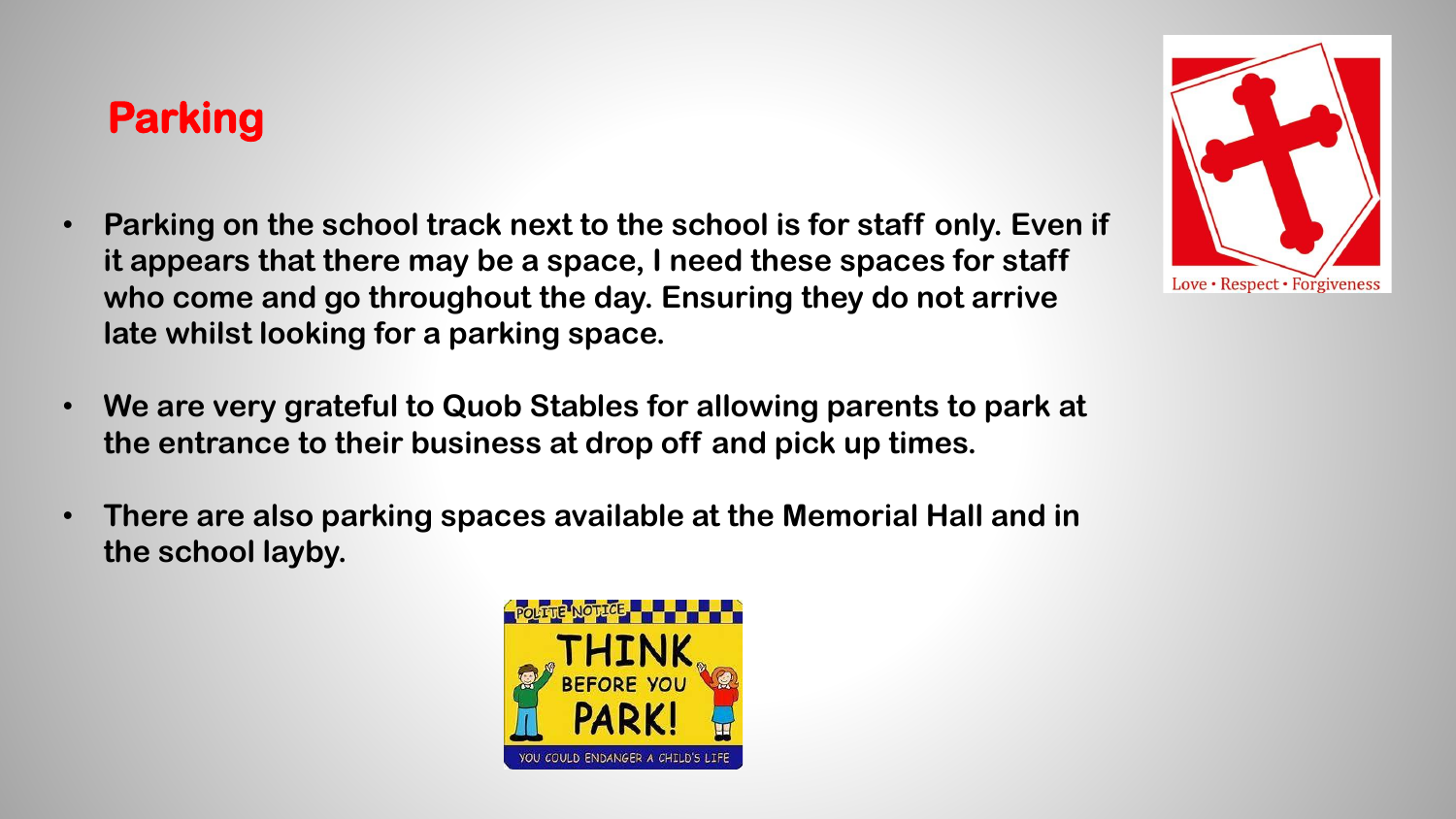## Parking

- **Parking on the school track next to the school is for staff only. Even if it appears that there may be a space, I need these spaces for staff who come and go throughout the day. Ensuring they do not arrive late whilst looking for a parking space.**
- **We are very grateful to Quob Stables for allowing parents to park at the entrance to their business at drop off and pick up times.**
- **There are also parking spaces available at the Memorial Hall and in the school layby.**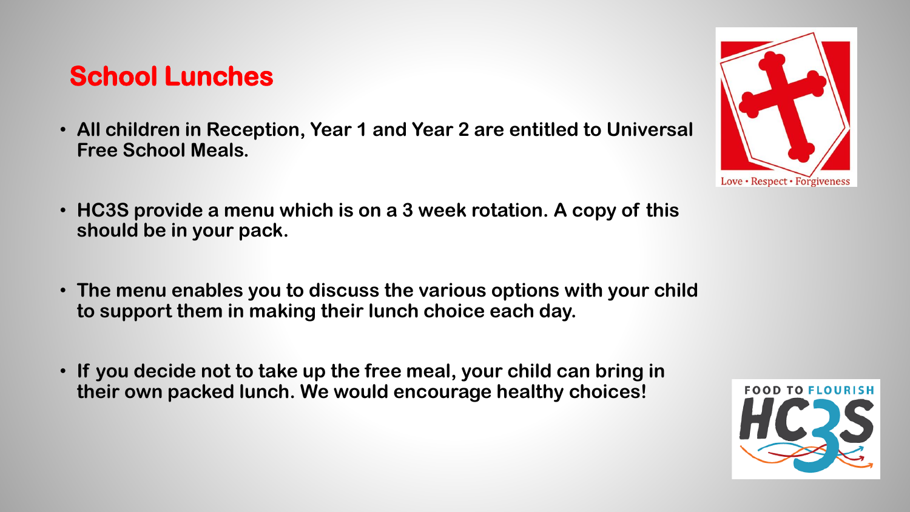## School Lunches

- All children in Reception, Year 1 and Year 2 are entitled to Universal Free School Meals.
- HC3S provide a menu which is on a 3 week rotation. A copy of this should be in your pack.
- The menu enables you to discuss the various options with your child to support them in making their lunch choice each day.
- If you decide not to take up the free meal, your child can bring in their own packed lunch. We would encourage healthy choices!

Love • Respect • Forgiveness

FOOD TO FLOURISH HC3S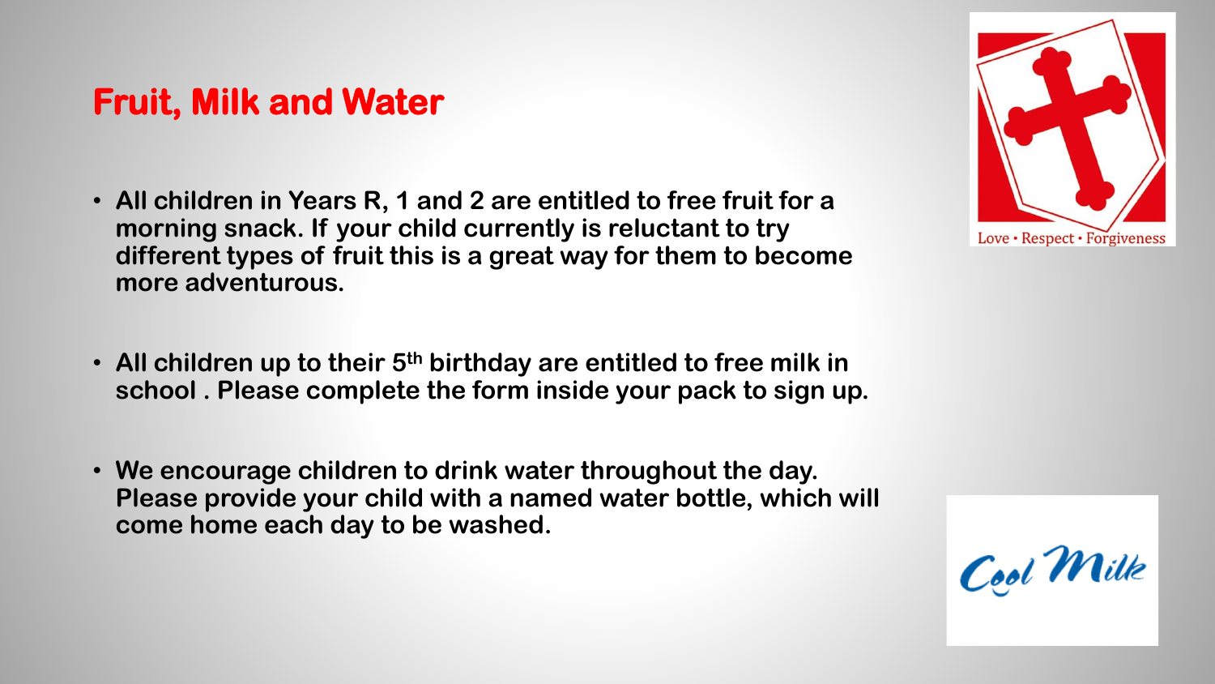# Fruit, Milk and Water

- **All children in Years R, 1 and 2 are entitled to free fruit for a morning snack. If your child currently is reluctant to try different types of fruit this is a great way for them to become more adventurous.**
- **All children up to their 5th birthday are entitled to free milk in school . Please complete the form inside your pack to sign up.**
- **We encourage children to drink water throughout the day. Please provide your child with a named water bottle, which will come home each day to be washed.**

Love • Respect • Forgiveness

Cool Milk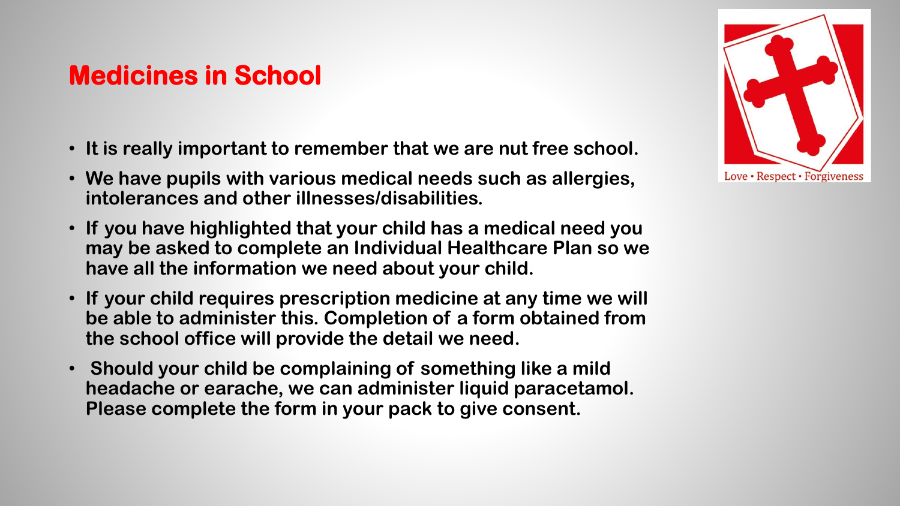## Medicines in School

- **It is really important to remember that we are nut free school.**
- **We have pupils with various medical needs such as allergies, intolerances and other illnesses/disabilities.**
- **If you have highlighted that your child has a medical need you may be asked to complete an Individual Healthcare Plan so we have all the information we need about your child.**
- **If your child requires prescription medicine at any time we will be able to administer this. Completion of a form obtained from the school office will provide the detail we need.**
- **Should your child be complaining of something like a mild headache or earache, we can administer liquid paracetamol. Please complete the form in your pack to give consent.**

Love • Respect • Forgiveness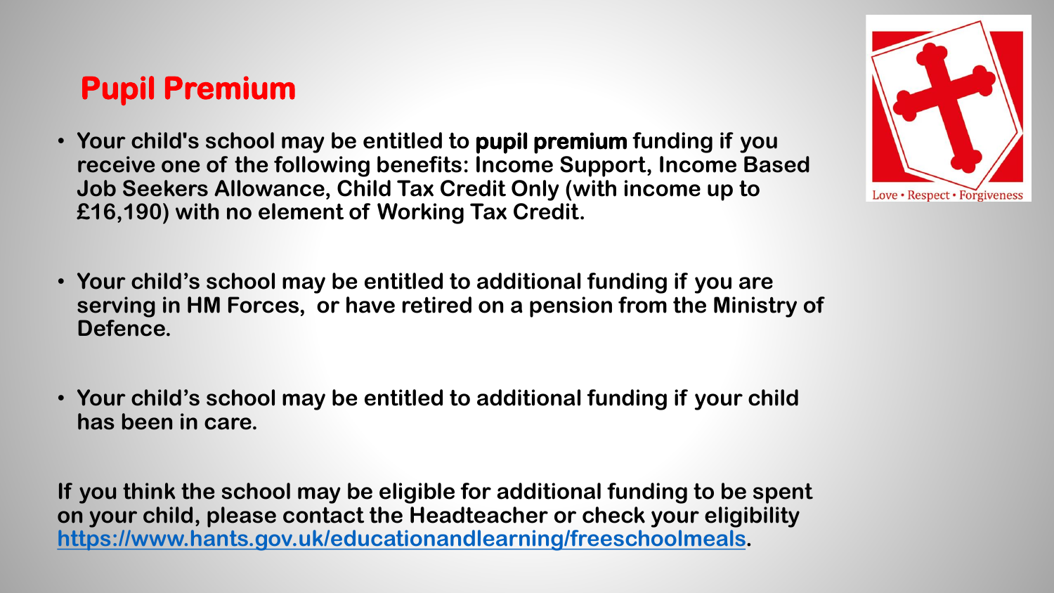## Pupil Premium

- **Your child's school may be entitled to pupil premium funding if you receive one of the following benefits: Income Support, Income Based Job Seekers Allowance, Child Tax Credit Only (with income up to £16,190) with no element of Working Tax Credit.**

- **Your child's school may be entitled to additional funding if you are serving in HM Forces, or have retired on a pension from the Ministry of Defence.**

- **Your child's school may be entitled to additional funding if your child has been in care.**

**If you think the school may be eligible for additional funding to be spent on your child, please contact the Headteacher or check your eligibility [https://www.hants.gov.uk/educationandlearning/freeschoolmeals](https://www.hants.gov.uk/educationandlearning/freeschoolmeals).**

Love • Respect • Forgiveness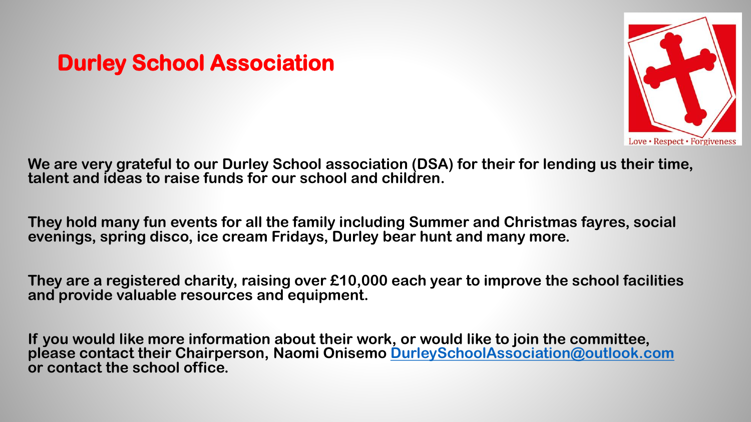# Durley School Association

Love • Respect • Forgiveness

**We are very grateful to our Durley School association (DSA) for their for lending us their time, talent and ideas to raise funds for our school and children.**

**They hold many fun events for all the family including Summer and Christmas fayres, social evenings, spring disco, ice cream Fridays, Durley bear hunt and many more.**

**They are a registered charity, raising over £10,000 each year to improve the school facilities and provide valuable resources and equipment.**

**If you would like more information about their work, or would like to join the committee, please contact their Chairperson, Naomi Onisemo DurleySchoolAssociation@outlook.com or contact the school office.**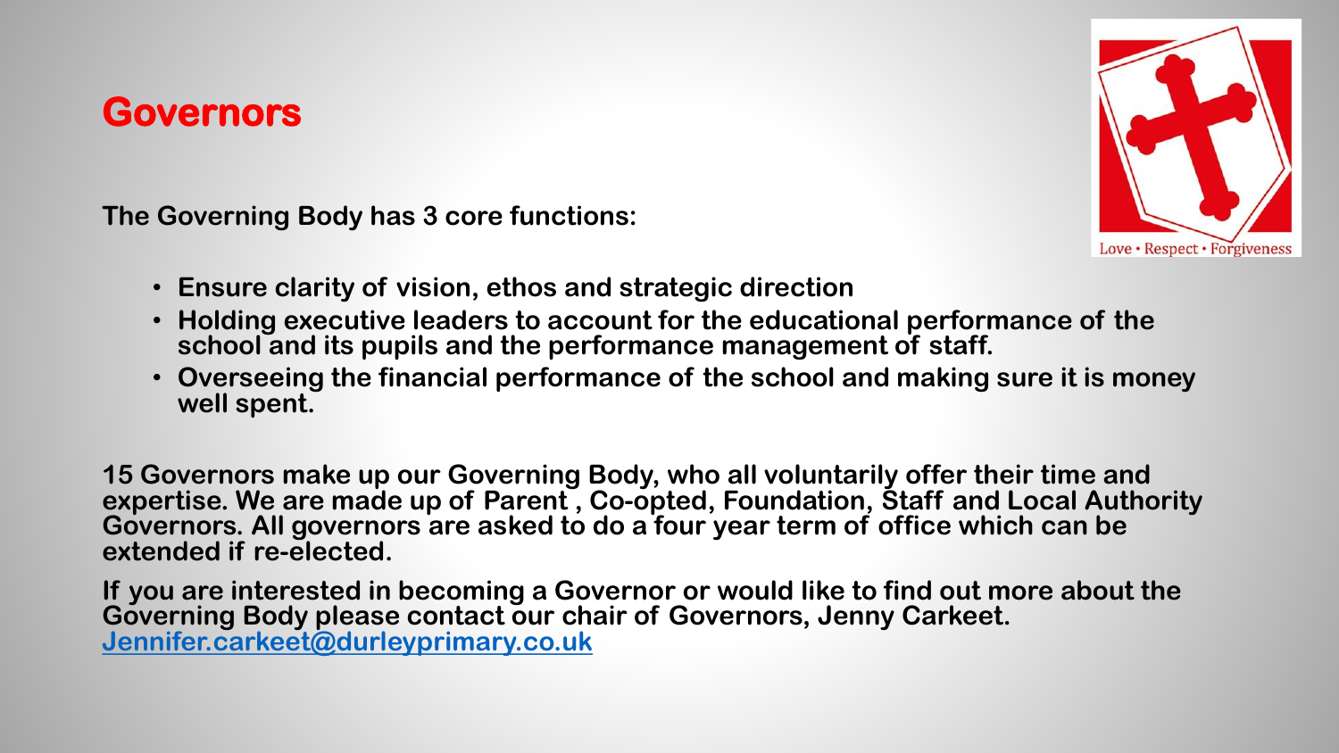# Governors

**The Governing Body has 3 core functions:**

- **Ensure clarity of vision, ethos and strategic direction**
- **Holding executive leaders to account for the educational performance of the school and its pupils and the performance management of staff.**
- **Overseeing the financial performance of the school and making sure it is money well spent.**

**15 Governors make up our Governing Body, who all voluntarily offer their time and expertise. We are made up of Parent , Co-opted, Foundation, Staff and Local Authority Governors. All governors are asked to do a four year term of office which can be extended if re-elected.**

**If you are interested in becoming a Governor or would like to find out more about the Governing Body please contact our chair of Governors, Jenny Carkeet.**
**[Jennifer.carkeet@durleyprimary.co.uk](mailto:Jennifer.carkeet@durleyprimary.co.uk)**

Love • Respect • Forgiveness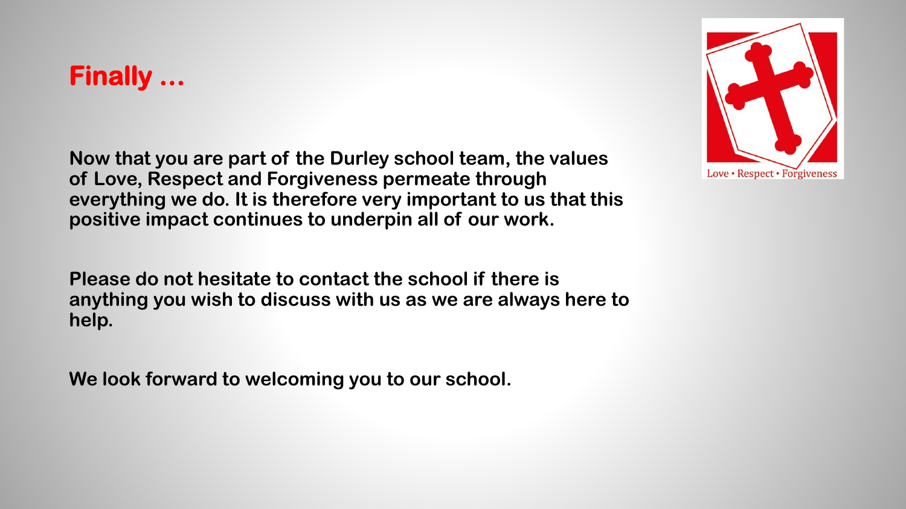# Finally …

Now that you are part of the Durley school team, the values of Love, Respect and Forgiveness permeate through everything we do. It is therefore very important to us that this positive impact continues to underpin all of our work.

Please do not hesitate to contact the school if there is anything you wish to discuss with us as we are always here to help.

We look forward to welcoming you to our school.

Love • Respect • Forgiveness